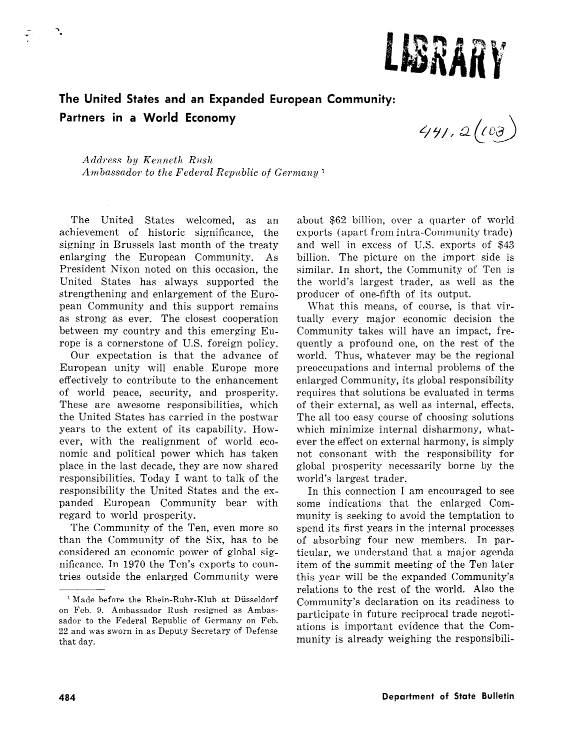# The United States and an Expanded European Community: Partners in a World Economy

*Address by Kenneth Rush*
*Ambassador to the Federal Republic of Germany* [1]

The United States welcomed, as an achievement of historic significance, the signing in Brussels last month of the treaty enlarging the European Community. As President Nixon noted on this occasion, the United States has always supported the strengthening and enlargement of the European Community and this support remains as strong as ever. The closest cooperation between my country and this emerging Europe is a cornerstone of U.S. foreign policy.

Our expectation is that the advance of European unity will enable Europe more effectively to contribute to the enhancement of world peace, security, and prosperity. These are awesome responsibilities, which the United States has carried in the postwar years to the extent of its capability. However, with the realignment of world economic and political power which has taken place in the last decade, they are now shared responsibilities. Today I want to talk of the responsibility the United States and the expanded European Community bear with regard to world prosperity.

The Community of the Ten, even more so than the Community of the Six, has to be considered an economic power of global significance. In 1970 the Ten's exports to countries outside the enlarged Community were about $62 billion, over a quarter of world exports (apart from intra-Community trade) and well in excess of U.S. exports of $43 billion. The picture on the import side is similar. In short, the Community of Ten is the world's largest trader, as well as the producer of one-fifth of its output.

What this means, of course, is that virtually every major economic decision the Community takes will have an impact, frequently a profound one, on the rest of the world. Thus, whatever may be the regional preoccupations and internal problems of the enlarged Community, its global responsibility requires that solutions be evaluated in terms of their external, as well as internal, effects. The all too easy course of choosing solutions which minimize internal disharmony, whatever the effect on external harmony, is simply not consonant with the responsibility for global prosperity necessarily borne by the world's largest trader.

In this connection I am encouraged to see some indications that the enlarged Community is seeking to avoid the temptation to spend its first years in the internal processes of absorbing four new members. In particular, we understand that a major agenda item of the summit meeting of the Ten later this year will be the expanded Community's relations to the rest of the world. Also the Community's declaration on its readiness to participate in future reciprocal trade negotiations is important evidence that the Community is already weighing the responsibili-

[1] Made before the Rhein-Ruhr-Klub at Düsseldorf on Feb. 9. Ambassador Rush resigned as Ambassador to the Federal Republic of Germany on Feb. 22 and was sworn in as Deputy Secretary of Defense that day.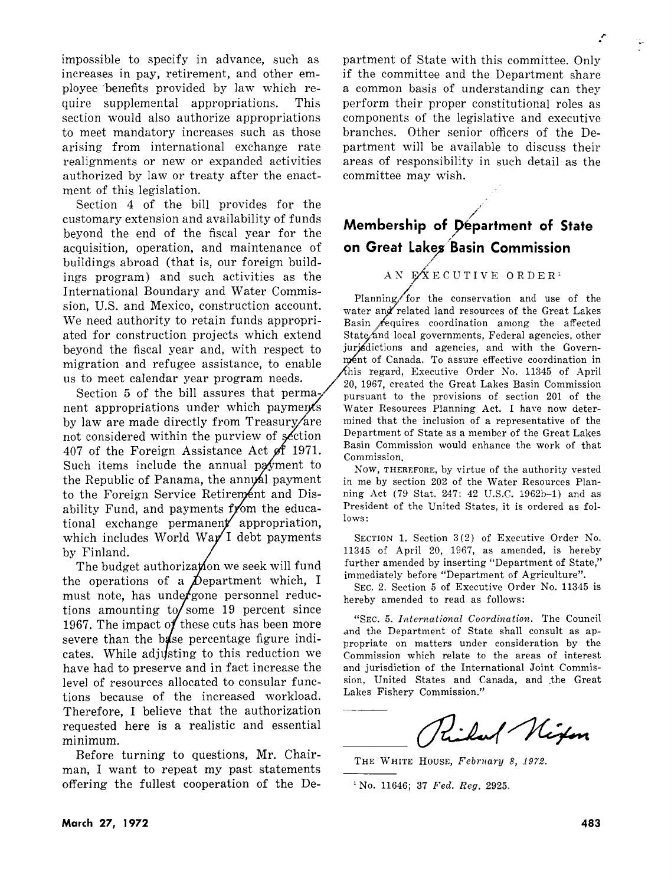impossible to specify in advance, such as increases in pay, retirement, and other employee benefits provided by law which require supplemental appropriations. This section would also authorize appropriations to meet mandatory increases such as those arising from international exchange rate realignments or new or expanded activities authorized by law or treaty after the enactment of this legislation.

Section 4 of the bill provides for the customary extension and availability of funds beyond the end of the fiscal year for the acquisition, operation, and maintenance of buildings abroad (that is, our foreign buildings program) and such activities as the International Boundary and Water Commission, U.S. and Mexico, construction account. We need authority to retain funds appropriated for construction projects which extend beyond the fiscal year and, with respect to migration and refugee assistance, to enable us to meet calendar year program needs.

Section 5 of the bill assures that permanent appropriations under which payments by law are made directly from Treasury are not considered within the purview of section 407 of the Foreign Assistance Act of 1971. Such items include the annual payment to the Republic of Panama, the annual payment to the Foreign Service Retirement and Disability Fund, and payments from the educational exchange permanent appropriation, which includes World War I debt payments by Finland.

The budget authorization we seek will fund the operations of a Department which, I must note, has undergone personnel reductions amounting to some 19 percent since 1967. The impact of these cuts has been more severe than the base percentage figure indicates. While adjusting to this reduction we have had to preserve and in fact increase the level of resources allocated to consular functions because of the increased workload. Therefore, I believe that the authorization requested here is a realistic and essential minimum.

Before turning to questions, Mr. Chairman, I want to repeat my past statements offering the fullest cooperation of the Department of State with this committee. Only if the committee and the Department share a common basis of understanding can they perform their proper constitutional roles as components of the legislative and executive branches. Other senior officers of the Department will be available to discuss their areas of responsibility in such detail as the committee may wish.

## Membership of Department of State on Great Lakes Basin Commission

AN EXECUTIVE ORDER[1]

Planning for the conservation and use of the water and related land resources of the Great Lakes Basin requires coordination among the affected State and local governments, Federal agencies, other jurisdictions and agencies, and with the Government of Canada. To assure effective coordination in this regard, Executive Order No. 11345 of April 20, 1967, created the Great Lakes Basin Commission pursuant to the provisions of section 201 of the Water Resources Planning Act. I have now determined that the inclusion of a representative of the Department of State as a member of the Great Lakes Basin Commission would enhance the work of that Commission.

NOW, THEREFORE, by virtue of the authority vested in me by section 202 of the Water Resources Planning Act (79 Stat. 247; 42 U.S.C. 1962b–1) and as President of the United States, it is ordered as follows:

SECTION 1. Section 3(2) of Executive Order No. 11345 of April 20, 1967, as amended, is hereby further amended by inserting "Department of State," immediately before "Department of Agriculture".

SEC. 2. Section 5 of Executive Order No. 11345 is hereby amended to read as follows:

"SEC. 5. *International Coordination.* The Council and the Department of State shall consult as appropriate on matters under consideration by the Commission which relate to the areas of interest and jurisdiction of the International Joint Commission, United States and Canada, and the Great Lakes Fishery Commission."

Richard Nixon

THE WHITE HOUSE, *February 8, 1972.*

[1] No. 11646; 37 *Fed. Reg.* 2925.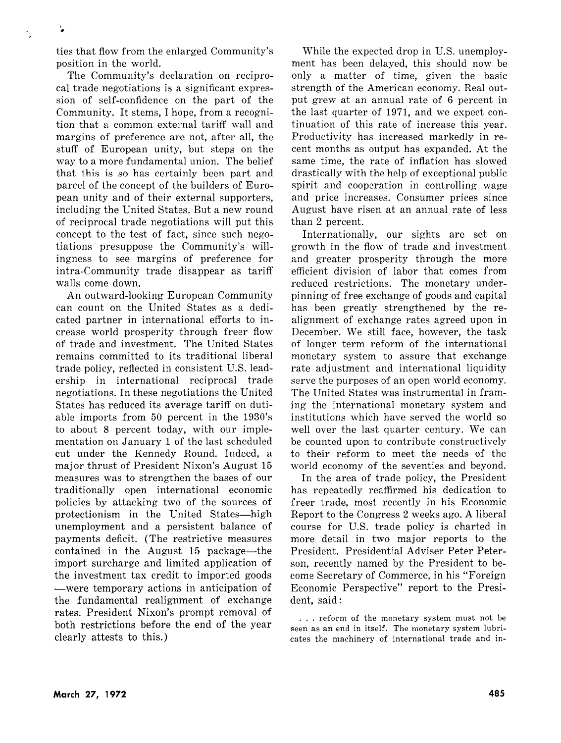ties that flow from the enlarged Community's position in the world.

The Community's declaration on reciprocal trade negotiations is a significant expression of self-confidence on the part of the Community. It stems, I hope, from a recognition that a common external tariff wall and margins of preference are not, after all, the stuff of European unity, but steps on the way to a more fundamental union. The belief that this is so has certainly been part and parcel of the concept of the builders of European unity and of their external supporters, including the United States. But a new round of reciprocal trade negotiations will put this concept to the test of fact, since such negotiations presuppose the Community's willingness to see margins of preference for intra-Community trade disappear as tariff walls come down.

An outward-looking European Community can count on the United States as a dedicated partner in international efforts to increase world prosperity through freer flow of trade and investment. The United States remains committed to its traditional liberal trade policy, reflected in consistent U.S. leadership in international reciprocal trade negotiations. In these negotiations the United States has reduced its average tariff on dutiable imports from 50 percent in the 1930's to about 8 percent today, with our implementation on January 1 of the last scheduled cut under the Kennedy Round. Indeed, a major thrust of President Nixon's August 15 measures was to strengthen the bases of our traditionally open international economic policies by attacking two of the sources of protectionism in the United States—high unemployment and a persistent balance of payments deficit. (The restrictive measures contained in the August 15 package—the import surcharge and limited application of the investment tax credit to imported goods—were temporary actions in anticipation of the fundamental realignment of exchange rates. President Nixon's prompt removal of both restrictions before the end of the year clearly attests to this.)

While the expected drop in U.S. unemployment has been delayed, this should now be only a matter of time, given the basic strength of the American economy. Real output grew at an annual rate of 6 percent in the last quarter of 1971, and we expect continuation of this rate of increase this year. Productivity has increased markedly in recent months as output has expanded. At the same time, the rate of inflation has slowed drastically with the help of exceptional public spirit and cooperation in controlling wage and price increases. Consumer prices since August have risen at an annual rate of less than 2 percent.

Internationally, our sights are set on growth in the flow of trade and investment and greater prosperity through the more efficient division of labor that comes from reduced restrictions. The monetary underpinning of free exchange of goods and capital has been greatly strengthened by the realignment of exchange rates agreed upon in December. We still face, however, the task of longer term reform of the international monetary system to assure that exchange rate adjustment and international liquidity serve the purposes of an open world economy. The United States was instrumental in framing the international monetary system and institutions which have served the world so well over the last quarter century. We can be counted upon to contribute constructively to their reform to meet the needs of the world economy of the seventies and beyond.

In the area of trade policy, the President has repeatedly reaffirmed his dedication to freer trade, most recently in his Economic Report to the Congress 2 weeks ago. A liberal course for U.S. trade policy is charted in more detail in two major reports to the President. Presidential Adviser Peter Peterson, recently named by the President to become Secretary of Commerce, in his "Foreign Economic Perspective" report to the President, said:

> . . . reform of the monetary system must not be seen as an end in itself. The monetary system lubricates the machinery of international trade and in-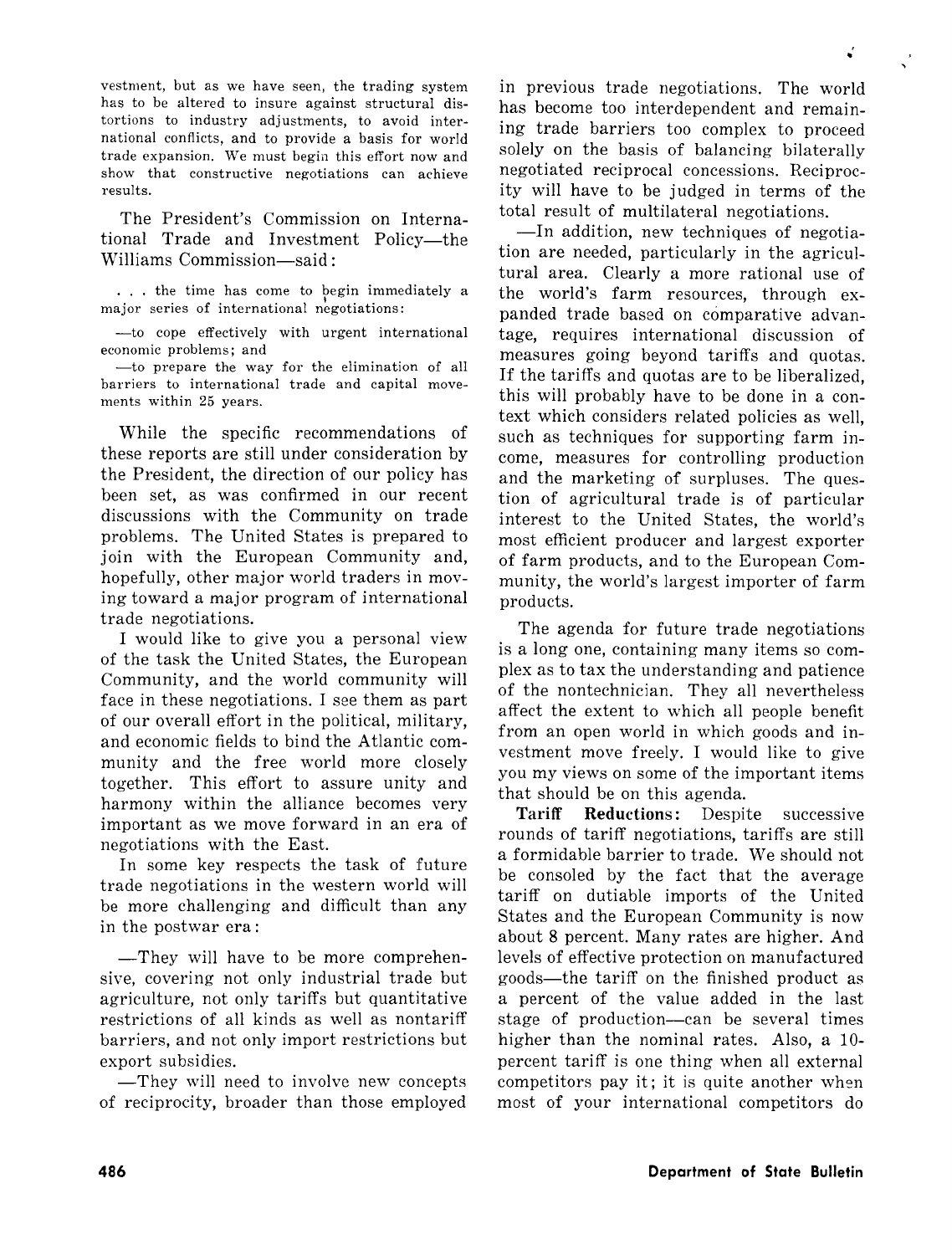vestment, but as we have seen, the trading system has to be altered to insure against structural distortions to industry adjustments, to avoid international conflicts, and to provide a basis for world trade expansion. We must begin this effort now and show that constructive negotiations can achieve results.

The President's Commission on International Trade and Investment Policy—the Williams Commission—said:

> . . . the time has come to begin immediately a major series of international negotiations:
>
> —to cope effectively with urgent international economic problems; and
>
> —to prepare the way for the elimination of all barriers to international trade and capital movements within 25 years.

While the specific recommendations of these reports are still under consideration by the President, the direction of our policy has been set, as was confirmed in our recent discussions with the Community on trade problems. The United States is prepared to join with the European Community and, hopefully, other major world traders in moving toward a major program of international trade negotiations.

I would like to give you a personal view of the task the United States, the European Community, and the world community will face in these negotiations. I see them as part of our overall effort in the political, military, and economic fields to bind the Atlantic community and the free world more closely together. This effort to assure unity and harmony within the alliance becomes very important as we move forward in an era of negotiations with the East.

In some key respects the task of future trade negotiations in the western world will be more challenging and difficult than any in the postwar era:

—They will have to be more comprehensive, covering not only industrial trade but agriculture, not only tariffs but quantitative restrictions of all kinds as well as nontariff barriers, and not only import restrictions but export subsidies.

—They will need to involve new concepts of reciprocity, broader than those employed in previous trade negotiations. The world has become too interdependent and remaining trade barriers too complex to proceed solely on the basis of balancing bilaterally negotiated reciprocal concessions. Reciprocity will have to be judged in terms of the total result of multilateral negotiations.

—In addition, new techniques of negotiation are needed, particularly in the agricultural area. Clearly a more rational use of the world's farm resources, through expanded trade based on comparative advantage, requires international discussion of measures going beyond tariffs and quotas. If the tariffs and quotas are to be liberalized, this will probably have to be done in a context which considers related policies as well, such as techniques for supporting farm income, measures for controlling production and the marketing of surpluses. The question of agricultural trade is of particular interest to the United States, the world's most efficient producer and largest exporter of farm products, and to the European Community, the world's largest importer of farm products.

The agenda for future trade negotiations is a long one, containing many items so complex as to tax the understanding and patience of the nontechnician. They all nevertheless affect the extent to which all people benefit from an open world in which goods and investment move freely. I would like to give you my views on some of the important items that should be on this agenda.

**Tariff Reductions:** Despite successive rounds of tariff negotiations, tariffs are still a formidable barrier to trade. We should not be consoled by the fact that the average tariff on dutiable imports of the United States and the European Community is now about 8 percent. Many rates are higher. And levels of effective protection on manufactured goods—the tariff on the finished product as a percent of the value added in the last stage of production—can be several times higher than the nominal rates. Also, a 10-percent tariff is one thing when all external competitors pay it; it is quite another when most of your international competitors do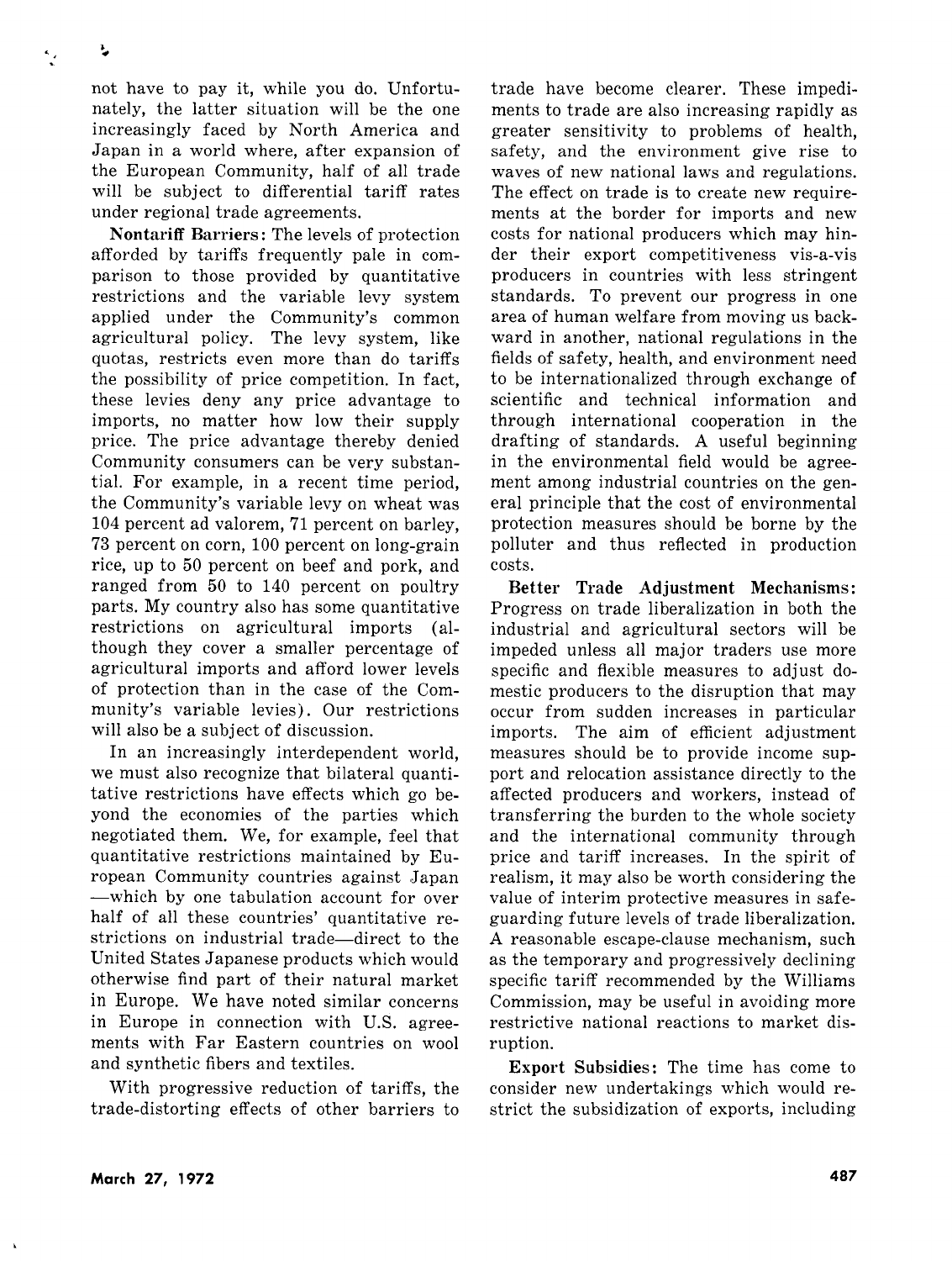not have to pay it, while you do. Unfortunately, the latter situation will be the one increasingly faced by North America and Japan in a world where, after expansion of the European Community, half of all trade will be subject to differential tariff rates under regional trade agreements.

**Nontariff Barriers:** The levels of protection afforded by tariffs frequently pale in comparison to those provided by quantitative restrictions and the variable levy system applied under the Community's common agricultural policy. The levy system, like quotas, restricts even more than do tariffs the possibility of price competition. In fact, these levies deny any price advantage to imports, no matter how low their supply price. The price advantage thereby denied Community consumers can be very substantial. For example, in a recent time period, the Community's variable levy on wheat was 104 percent ad valorem, 71 percent on barley, 73 percent on corn, 100 percent on long-grain rice, up to 50 percent on beef and pork, and ranged from 50 to 140 percent on poultry parts. My country also has some quantitative restrictions on agricultural imports (although they cover a smaller percentage of agricultural imports and afford lower levels of protection than in the case of the Community's variable levies). Our restrictions will also be a subject of discussion.

In an increasingly interdependent world, we must also recognize that bilateral quantitative restrictions have effects which go beyond the economies of the parties which negotiated them. We, for example, feel that quantitative restrictions maintained by European Community countries against Japan—which by one tabulation account for over half of all these countries' quantitative restrictions on industrial trade—direct to the United States Japanese products which would otherwise find part of their natural market in Europe. We have noted similar concerns in Europe in connection with U.S. agreements with Far Eastern countries on wool and synthetic fibers and textiles.

With progressive reduction of tariffs, the trade-distorting effects of other barriers to trade have become clearer. These impediments to trade are also increasing rapidly as greater sensitivity to problems of health, safety, and the environment give rise to waves of new national laws and regulations. The effect on trade is to create new requirements at the border for imports and new costs for national producers which may hinder their export competitiveness vis-a-vis producers in countries with less stringent standards. To prevent our progress in one area of human welfare from moving us backward in another, national regulations in the fields of safety, health, and environment need to be internationalized through exchange of scientific and technical information and through international cooperation in the drafting of standards. A useful beginning in the environmental field would be agreement among industrial countries on the general principle that the cost of environmental protection measures should be borne by the polluter and thus reflected in production costs.

**Better Trade Adjustment Mechanisms:** Progress on trade liberalization in both the industrial and agricultural sectors will be impeded unless all major traders use more specific and flexible measures to adjust domestic producers to the disruption that may occur from sudden increases in particular imports. The aim of efficient adjustment measures should be to provide income support and relocation assistance directly to the affected producers and workers, instead of transferring the burden to the whole society and the international community through price and tariff increases. In the spirit of realism, it may also be worth considering the value of interim protective measures in safeguarding future levels of trade liberalization. A reasonable escape-clause mechanism, such as the temporary and progressively declining specific tariff recommended by the Williams Commission, may be useful in avoiding more restrictive national reactions to market disruption.

**Export Subsidies:** The time has come to consider new undertakings which would restrict the subsidization of exports, including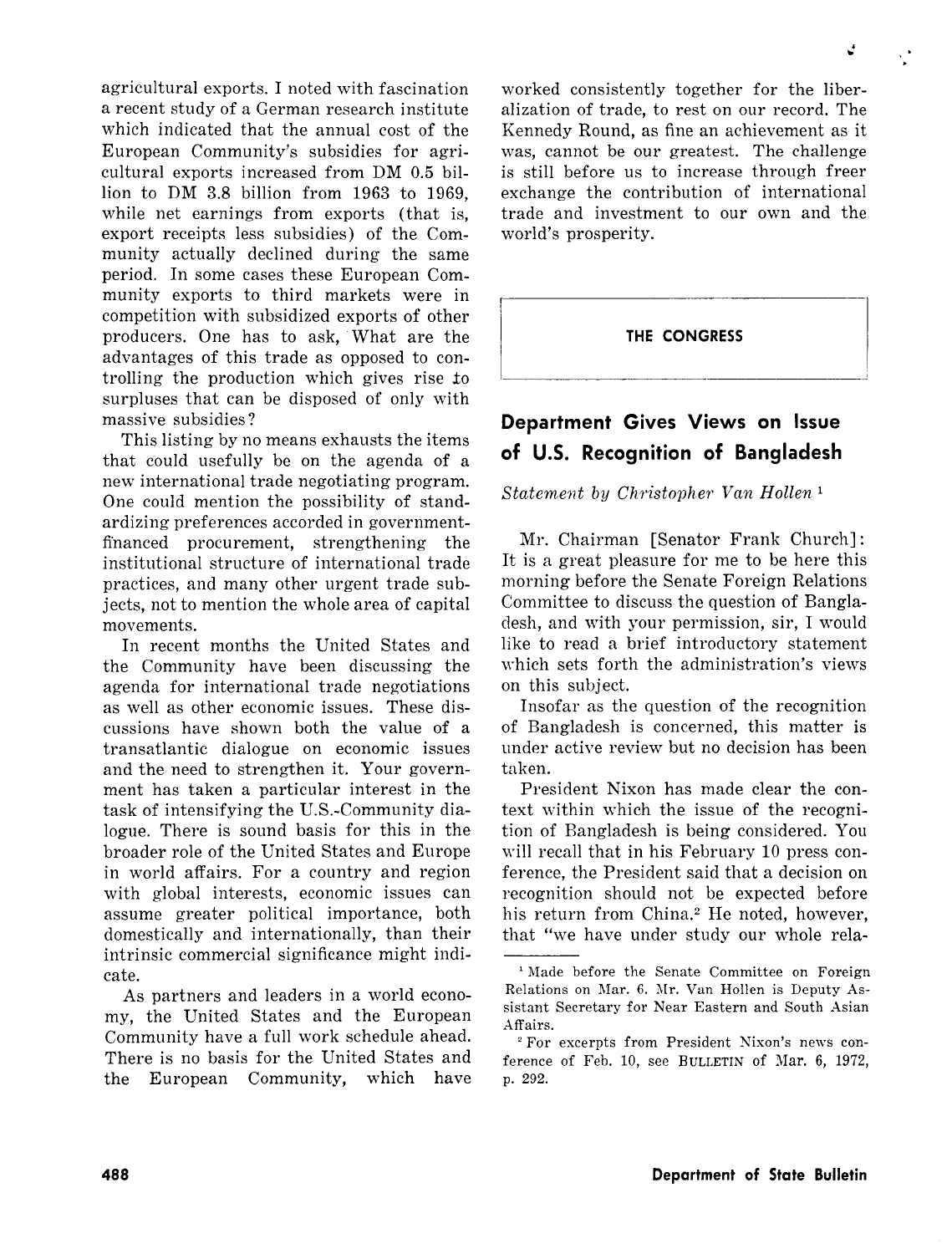agricultural exports. I noted with fascination a recent study of a German research institute which indicated that the annual cost of the European Community's subsidies for agricultural exports increased from DM 0.5 billion to DM 3.8 billion from 1963 to 1969, while net earnings from exports (that is, export receipts less subsidies) of the Community actually declined during the same period. In some cases these European Community exports to third markets were in competition with subsidized exports of other producers. One has to ask, What are the advantages of this trade as opposed to controlling the production which gives rise to surpluses that can be disposed of only with massive subsidies?

This listing by no means exhausts the items that could usefully be on the agenda of a new international trade negotiating program. One could mention the possibility of standardizing preferences accorded in government-financed procurement, strengthening the institutional structure of international trade practices, and many other urgent trade subjects, not to mention the whole area of capital movements.

In recent months the United States and the Community have been discussing the agenda for international trade negotiations as well as other economic issues. These discussions have shown both the value of a transatlantic dialogue on economic issues and the need to strengthen it. Your government has taken a particular interest in the task of intensifying the U.S.-Community dialogue. There is sound basis for this in the broader role of the United States and Europe in world affairs. For a country and region with global interests, economic issues can assume greater political importance, both domestically and internationally, than their intrinsic commercial significance might indicate.

As partners and leaders in a world economy, the United States and the European Community have a full work schedule ahead. There is no basis for the United States and the European Community, which have worked consistently together for the liberalization of trade, to rest on our record. The Kennedy Round, as fine an achievement as it was, cannot be our greatest. The challenge is still before us to increase through freer exchange the contribution of international trade and investment to our own and the world's prosperity.

**THE CONGRESS**

## Department Gives Views on Issue of U.S. Recognition of Bangladesh

*Statement by Christopher Van Hollen* [1]

Mr. Chairman [Senator Frank Church]: It is a great pleasure for me to be here this morning before the Senate Foreign Relations Committee to discuss the question of Bangladesh, and with your permission, sir, I would like to read a brief introductory statement which sets forth the administration's views on this subject.

Insofar as the question of the recognition of Bangladesh is concerned, this matter is under active review but no decision has been taken.

President Nixon has made clear the context within which the issue of the recognition of Bangladesh is being considered. You will recall that in his February 10 press conference, the President said that a decision on recognition should not be expected before his return from China.[2] He noted, however, that "we have under study our whole rela-

---

[1] Made before the Senate Committee on Foreign Relations on Mar. 6. Mr. Van Hollen is Deputy Assistant Secretary for Near Eastern and South Asian Affairs.

[2] For excerpts from President Nixon's news conference of Feb. 10, see BULLETIN of Mar. 6, 1972, p. 292.